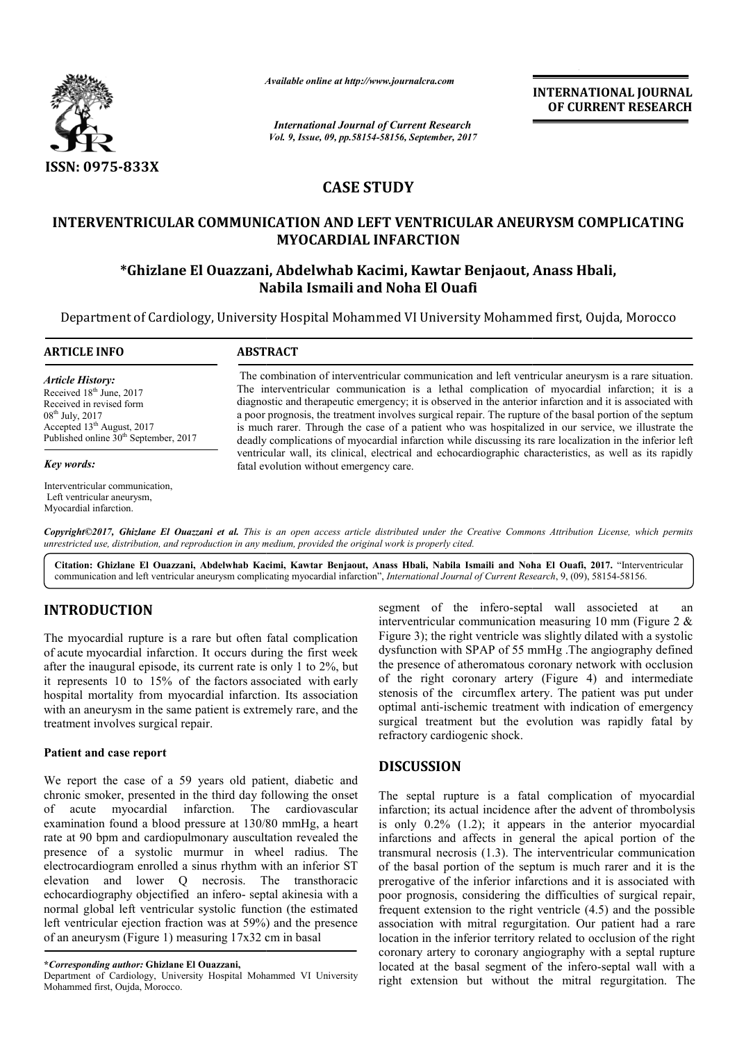*Available online at http://www.journalcra.com*

*International Journal of Current Research*

**INTERNATIONAL JOURNAL OF CURRENT RESEARCH**

ISSN: 0975-833X

## CASE STUDY

# INTERVENTRICULAR COMMUNICATION AND LEFT VENTRICULAR ANEURYSM COMPLICATING MYOCARDIAL INFARCTION

**\*Ghizlane El Ouazzani, Abdelwhab Kacimi, Kawtar Benjaout, Anass Hbali, Nabila Ismaili and Noha El Ouafi**

Department of Cardiology, University Hospital Mohammed VI University Mohammed first, Oujda, Morocco

### ARTICLE INFO

*Article History:*

Received 18th June, 2017
Received in revised form 08th July, 2017
Accepted 13th August, 2017
Published online 30th September, 2017

*Key words:*

Interventricular communication,
Left ventricular aneurysm,
Myocardial infarction.

### ABSTRACT

The combination of interventricular communication and left ventricular aneurysm is a rare situation. The interventricular communication is a lethal complication of myocardial infarction; it is a diagnostic and therapeutic emergency; it is observed in the anterior infarction and it is associated with a poor prognosis, the treatment involves surgical repair. The rupture of the basal portion of the septum is much rarer. Through the case of a patient who was hospitalized in our service, we illustrate the deadly complications of myocardial infarction while discussing its rare localization in the inferior left ventricular wall, its clinical, electrical and echocardiographic characteristics, as well as its rapidly fatal evolution without emergency care.

*Copyright©2017, Ghizlane El Ouazzani et al. This is an open access article distributed under the Creative Commons Attribution License, which permits unrestricted use, distribution, and reproduction in any medium, provided the original work is properly cited.*

**Citation: Ghizlane El Ouazzani, Abdelwhab Kacimi, Kawtar Benjaout, Anass Hbali, Nabila Ismaili and Noha El Ouafi, 2017.** "Interventricular communication and left ventricular aneurysm complicating myocardial infarction", *International Journal of Current Research*, 9, (09), 58154-58156.

## INTRODUCTION

The myocardial rupture is a rare but often fatal complication of acute myocardial infarction. It occurs during the first week after the inaugural episode, its current rate is only 1 to 2%, but it represents 10 to 15% of the factors associated with early hospital mortality from myocardial infarction. Its association with an aneurysm in the same patient is extremely rare, and the treatment involves surgical repair.

### Patient and case report

We report the case of a 59 years old patient, diabetic and chronic smoker, presented in the third day following the onset of acute myocardial infarction. The cardiovascular examination found a blood pressure at 130/80 mmHg, a heart rate at 90 bpm and cardiopulmonary auscultation revealed the presence of a systolic murmur in wheel radius. The electrocardiogram enrolled a sinus rhythm with an inferior ST elevation and lower Q necrosis. The transthoracic echocardiography objectified an infero- septal akinesia with a normal global left ventricular systolic function (the estimated left ventricular ejection fraction was at 59%) and the presence of an aneurysm (Figure 1) measuring 17x32 cm in basal segment of the infero-septal wall associeted at an interventricular communication measuring 10 mm (Figure 2 & Figure 3); the right ventricle was slightly dilated with a systolic dysfunction with SPAP of 55 mmHg .The angiography defined the presence of atheromatous coronary network with occlusion of the right coronary artery (Figure 4) and intermediate stenosis of the circumflex artery. The patient was put under optimal anti-ischemic treatment with indication of emergency surgical treatment but the evolution was rapidly fatal by refractory cardiogenic shock.

## DISCUSSION

The septal rupture is a fatal complication of myocardial infarction; its actual incidence after the advent of thrombolysis is only 0.2% (1.2); it appears in the anterior myocardial infarctions and affects in general the apical portion of the transmural necrosis (1.3). The interventricular communication of the basal portion of the septum is much rarer and it is the prerogative of the inferior infarctions and it is associated with poor prognosis, considering the difficulties of surgical repair, frequent extension to the right ventricle (4.5) and the possible association with mitral regurgitation. Our patient had a rare location in the inferior territory related to occlusion of the right coronary artery to coronary angiography with a septal rupture located at the basal segment of the infero-septal wall with a right extension but without the mitral regurgitation. The

---

**\*Corresponding author: Ghizlane El Ouazzani,**
Department of Cardiology, University Hospital Mohammed VI University Mohammed first, Oujda, Morocco.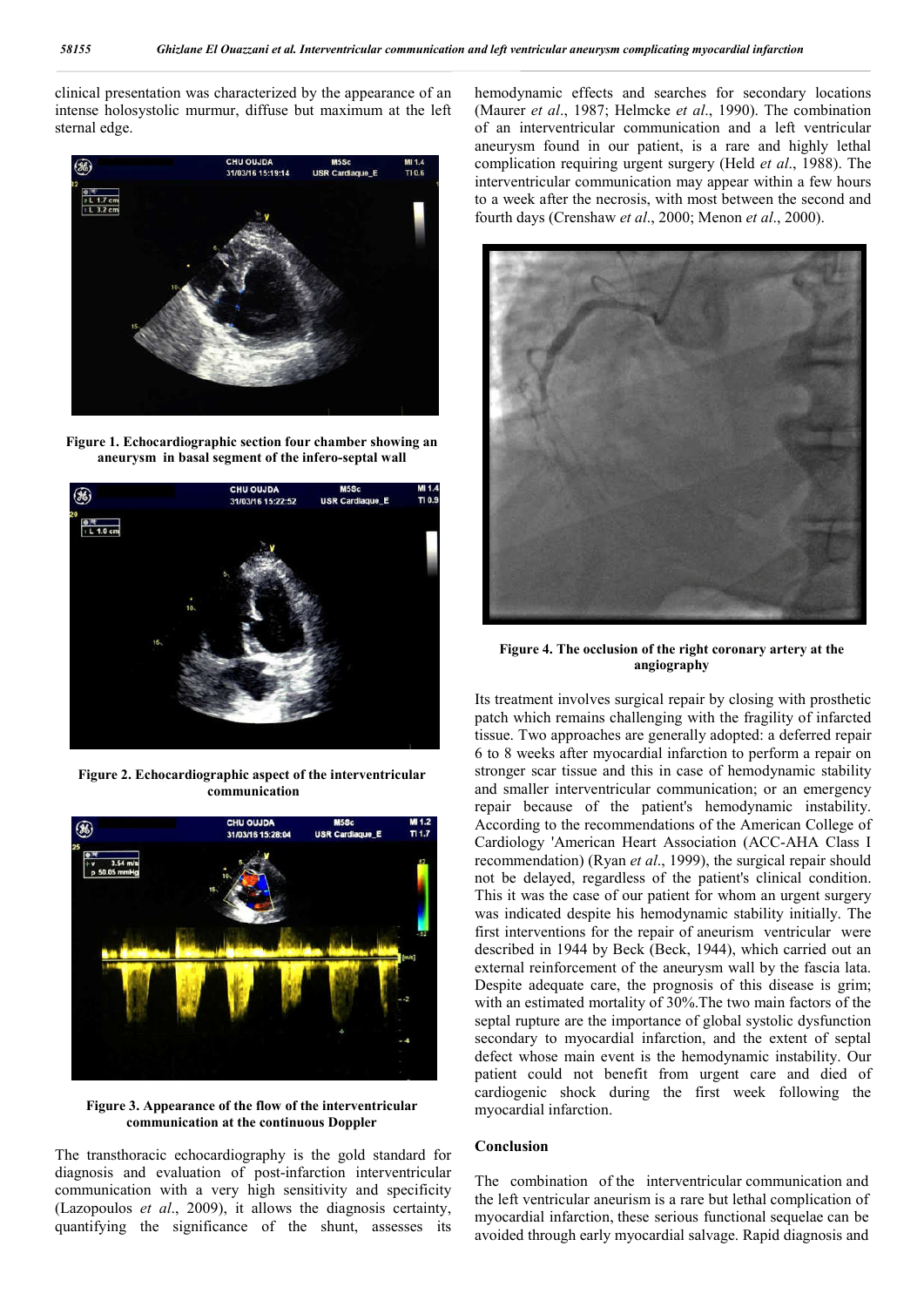clinical presentation was characterized by the appearance of an intense holosystolic murmur, diffuse but maximum at the left sternal edge.

**Figure 1. Echocardiographic section four chamber showing an aneurysm in basal segment of the infero-septal wall**

**Figure 2. Echocardiographic aspect of the interventricular communication**

**Figure 3. Appearance of the flow of the interventricular communication at the continuous Doppler**

The transthoracic echocardiography is the gold standard for diagnosis and evaluation of post-infarction interventricular communication with a very high sensitivity and specificity (Lazopoulos *et al*., 2009), it allows the diagnosis certainty, quantifying the significance of the shunt, assesses its hemodynamic effects and searches for secondary locations (Maurer *et al*., 1987; Helmcke *et al*., 1990). The combination of an interventricular communication and a left ventricular aneurysm found in our patient, is a rare and highly lethal complication requiring urgent surgery (Held *et al*., 1988). The interventricular communication may appear within a few hours to a week after the necrosis, with most between the second and fourth days (Crenshaw *et al*., 2000; Menon *et al*., 2000).

**Figure 4. The occlusion of the right coronary artery at the angiography**

Its treatment involves surgical repair by closing with prosthetic patch which remains challenging with the fragility of infarcted tissue. Two approaches are generally adopted: a deferred repair 6 to 8 weeks after myocardial infarction to perform a repair on stronger scar tissue and this in case of hemodynamic stability and smaller interventricular communication; or an emergency repair because of the patient's hemodynamic instability. According to the recommendations of the American College of Cardiology 'American Heart Association (ACC-AHA Class I recommendation) (Ryan *et al*., 1999), the surgical repair should not be delayed, regardless of the patient's clinical condition. This it was the case of our patient for whom an urgent surgery was indicated despite his hemodynamic stability initially. The first interventions for the repair of aneurism ventricular were described in 1944 by Beck (Beck, 1944), which carried out an external reinforcement of the aneurysm wall by the fascia lata. Despite adequate care, the prognosis of this disease is grim; with an estimated mortality of 30%.The two main factors of the septal rupture are the importance of global systolic dysfunction secondary to myocardial infarction, and the extent of septal defect whose main event is the hemodynamic instability. Our patient could not benefit from urgent care and died of cardiogenic shock during the first week following the myocardial infarction.

## Conclusion

The combination of the interventricular communication and the left ventricular aneurism is a rare but lethal complication of myocardial infarction, these serious functional sequelae can be avoided through early myocardial salvage. Rapid diagnosis and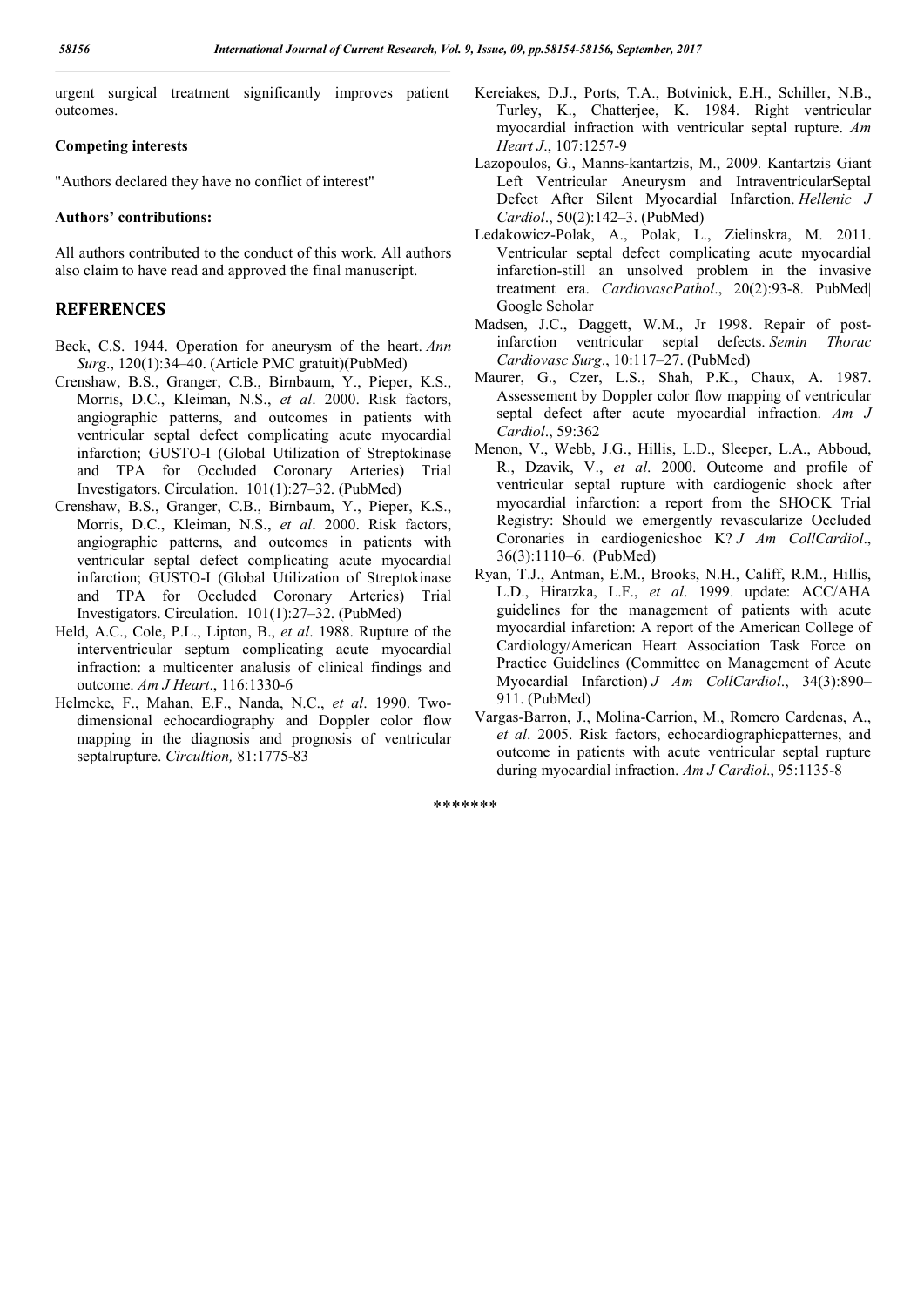urgent surgical treatment significantly improves patient outcomes.

**Competing interests**

"Authors declared they have no conflict of interest"

**Authors' contributions:**

All authors contributed to the conduct of this work. All authors also claim to have read and approved the final manuscript.

## REFERENCES

Beck, C.S. 1944. Operation for aneurysm of the heart. *Ann Surg*., 120(1):34–40. (Article PMC gratuit)(PubMed)

Crenshaw, B.S., Granger, C.B., Birnbaum, Y., Pieper, K.S., Morris, D.C., Kleiman, N.S., *et al*. 2000. Risk factors, angiographic patterns, and outcomes in patients with ventricular septal defect complicating acute myocardial infarction; GUSTO-I (Global Utilization of Streptokinase and TPA for Occluded Coronary Arteries) Trial Investigators. Circulation. 101(1):27–32. (PubMed)

Crenshaw, B.S., Granger, C.B., Birnbaum, Y., Pieper, K.S., Morris, D.C., Kleiman, N.S., *et al*. 2000. Risk factors, angiographic patterns, and outcomes in patients with ventricular septal defect complicating acute myocardial infarction; GUSTO-I (Global Utilization of Streptokinase and TPA for Occluded Coronary Arteries) Trial Investigators. Circulation. 101(1):27–32. (PubMed)

Held, A.C., Cole, P.L., Lipton, B., *et al*. 1988. Rupture of the interventricular septum complicating acute myocardial infraction: a multicenter analusis of clinical findings and outcome. *Am J Heart*., 116:1330-6

Helmcke, F., Mahan, E.F., Nanda, N.C., *et al*. 1990. Two-dimensional echocardiography and Doppler color flow mapping in the diagnosis and prognosis of ventricular septalrupture. *Circultion,* 81:1775-83

Kereiakes, D.J., Ports, T.A., Botvinick, E.H., Schiller, N.B., Turley, K., Chatterjee, K. 1984. Right ventricular myocardial infraction with ventricular septal rupture. *Am Heart J*., 107:1257-9

Lazopoulos, G., Manns-kantartzis, M., 2009. Kantartzis Giant Left Ventricular Aneurysm and IntraventricularSeptal Defect After Silent Myocardial Infarction. *Hellenic J Cardiol*., 50(2):142–3. (PubMed)

Ledakowicz-Polak, A., Polak, L., Zielinskra, M. 2011. Ventricular septal defect complicating acute myocardial infarction-still an unsolved problem in the invasive treatment era. *CardiovascPathol*., 20(2):93-8. PubMed| Google Scholar

Madsen, J.C., Daggett, W.M., Jr 1998. Repair of post-infarction ventricular septal defects. *Semin Thorac Cardiovasc Surg*., 10:117–27. (PubMed)

Maurer, G., Czer, L.S., Shah, P.K., Chaux, A. 1987. Assessement by Doppler color flow mapping of ventricular septal defect after acute myocardial infraction. *Am J Cardiol*., 59:362

Menon, V., Webb, J.G., Hillis, L.D., Sleeper, L.A., Abboud, R., Dzavik, V., *et al*. 2000. Outcome and profile of ventricular septal rupture with cardiogenic shock after myocardial infarction: a report from the SHOCK Trial Registry: Should we emergently revascularize Occluded Coronaries in cardiogenicshoc K? *J Am CollCardiol*., 36(3):1110–6. (PubMed)

Ryan, T.J., Antman, E.M., Brooks, N.H., Califf, R.M., Hillis, L.D., Hiratzka, L.F., *et al*. 1999. update: ACC/AHA guidelines for the management of patients with acute myocardial infarction: A report of the American College of Cardiology/American Heart Association Task Force on Practice Guidelines (Committee on Management of Acute Myocardial Infarction) *J Am CollCardiol*., 34(3):890–911. (PubMed)

Vargas-Barron, J., Molina-Carrion, M., Romero Cardenas, A., *et al*. 2005. Risk factors, echocardiographicpatternes, and outcome in patients with acute ventricular septal rupture during myocardial infarction. *Am J Cardiol*., 95:1135-8

\*\*\*\*\*\*\*